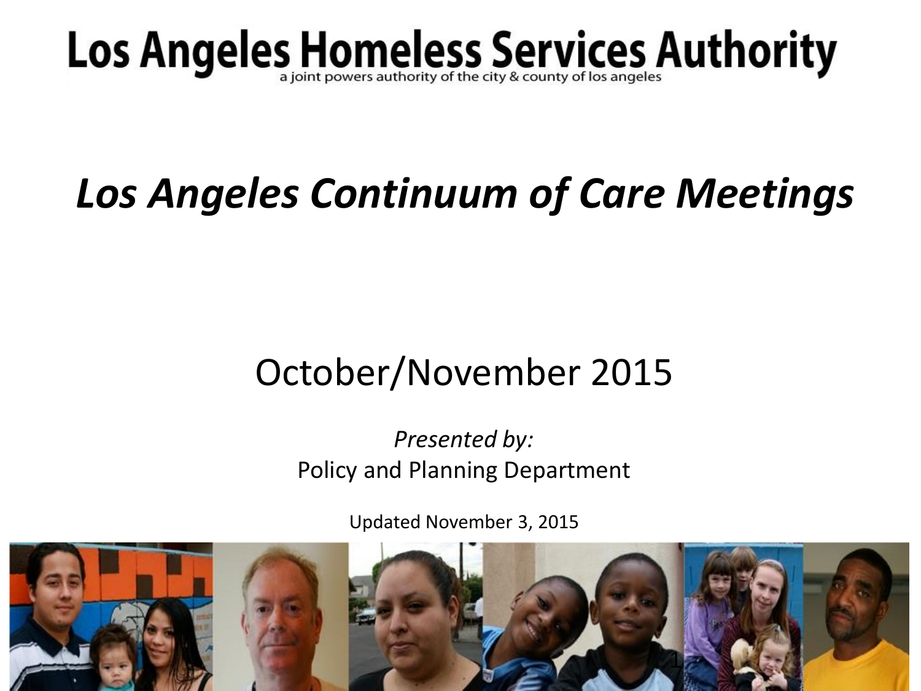# Los Angeles Homeless Services Authority

a joint powers authority of the city & county of los angeles

## *Los Angeles Continuum of Care Meetings*

October/November 2015

*Presented by:*
Policy and Planning Department

Updated November 3, 2015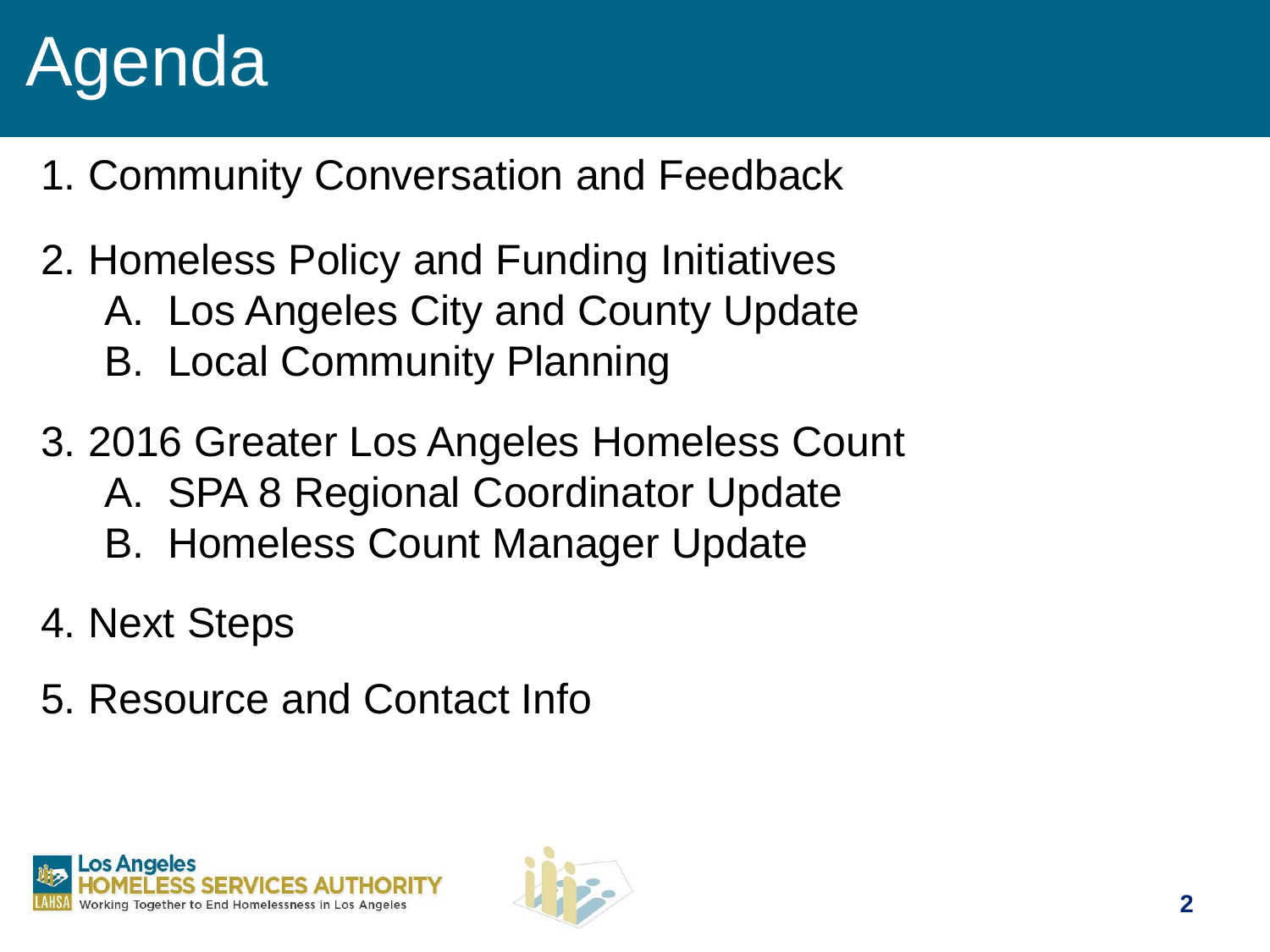# Agenda

1. Community Conversation and Feedback
2. Homeless Policy and Funding Initiatives
   - A. Los Angeles City and County Update
   - B. Local Community Planning
3. 2016 Greater Los Angeles Homeless Count
   - A. SPA 8 Regional Coordinator Update
   - B. Homeless Count Manager Update
4. Next Steps
5. Resource and Contact Info

Los Angeles HOMELESS SERVICES AUTHORITY
Working Together to End Homelessness in Los Angeles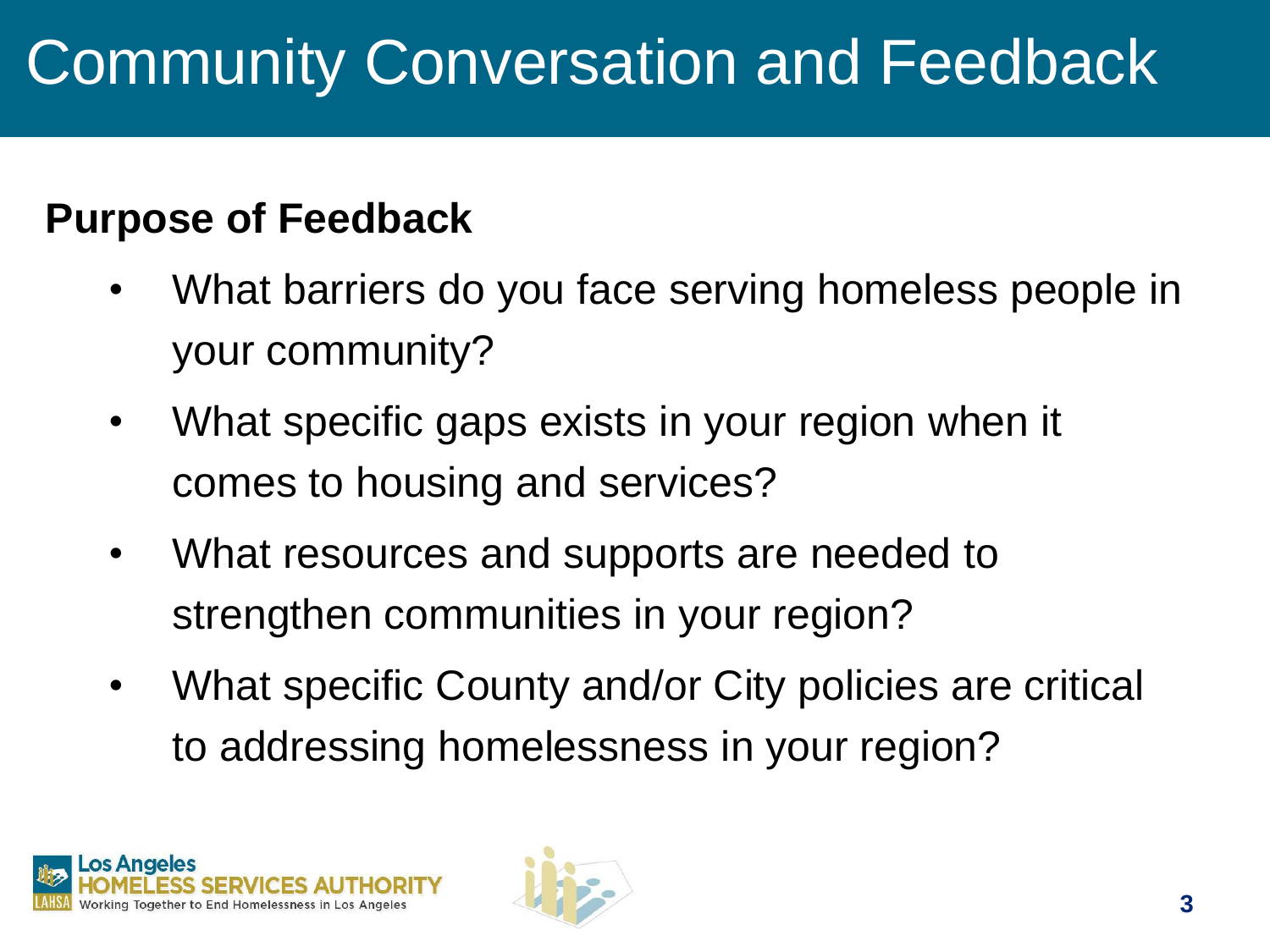# Community Conversation and Feedback

**Purpose of Feedback**

- What barriers do you face serving homeless people in your community?
- What specific gaps exists in your region when it comes to housing and services?
- What resources and supports are needed to strengthen communities in your region?
- What specific County and/or City policies are critical to addressing homelessness in your region?

Los Angeles
HOMELESS SERVICES AUTHORITY
LAHSA Working Together to End Homelessness in Los Angeles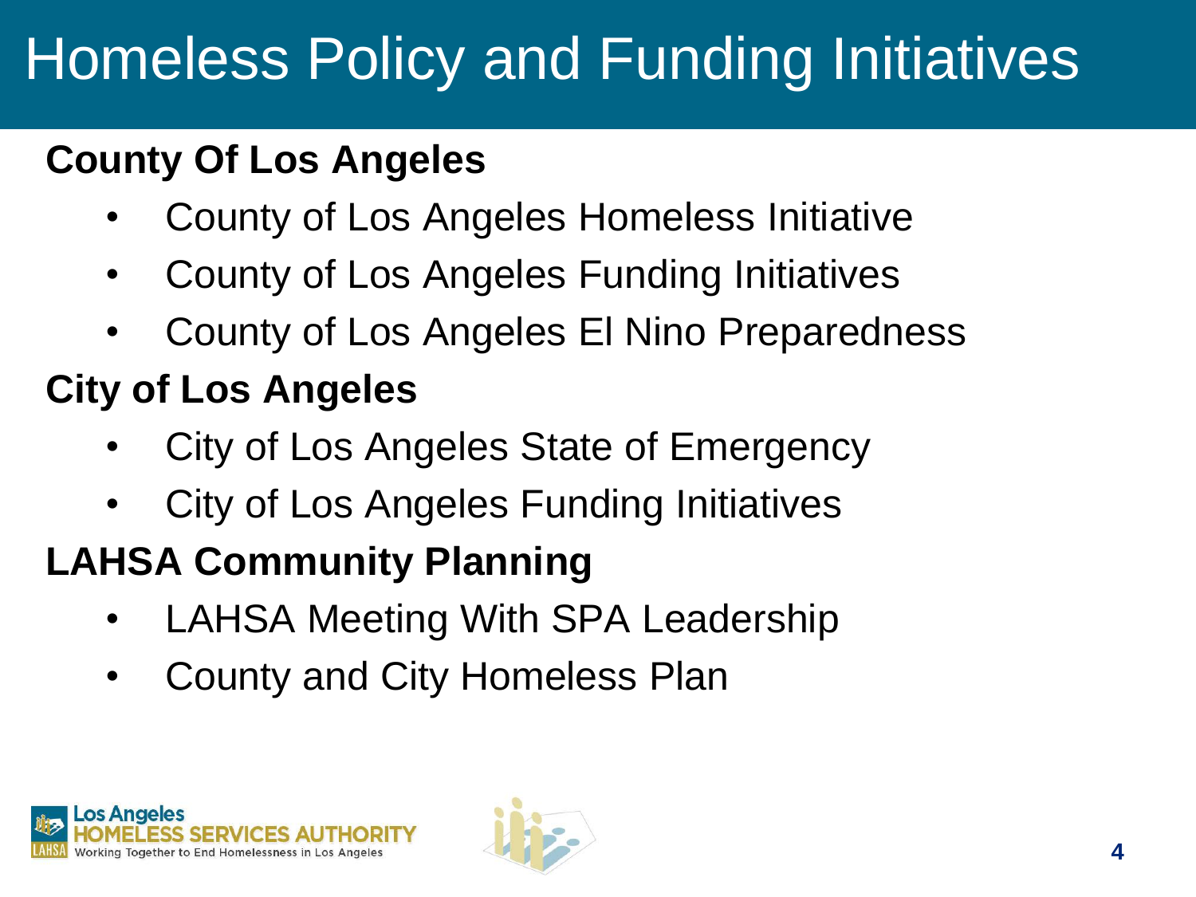# Homeless Policy and Funding Initiatives

**County Of Los Angeles**

- County of Los Angeles Homeless Initiative
- County of Los Angeles Funding Initiatives
- County of Los Angeles El Nino Preparedness

**City of Los Angeles**

- City of Los Angeles State of Emergency
- City of Los Angeles Funding Initiatives

**LAHSA Community Planning**

- LAHSA Meeting With SPA Leadership
- County and City Homeless Plan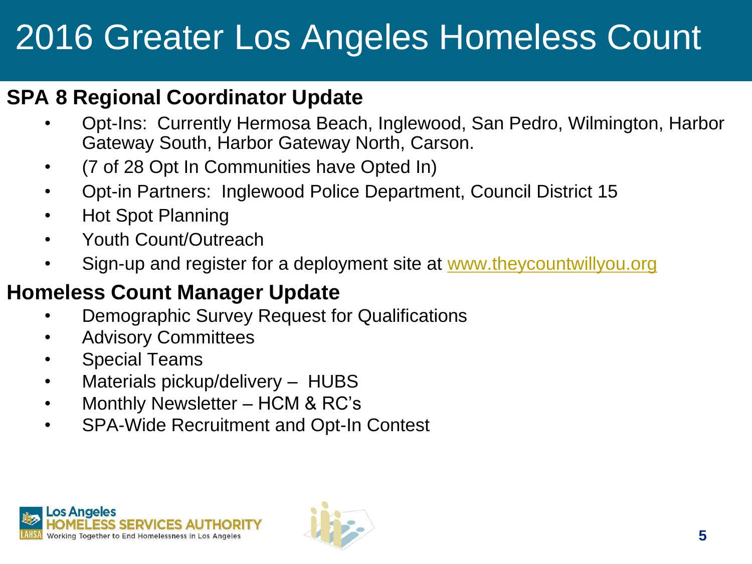# 2016 Greater Los Angeles Homeless Count

## SPA 8 Regional Coordinator Update

- Opt-Ins: Currently Hermosa Beach, Inglewood, San Pedro, Wilmington, Harbor Gateway South, Harbor Gateway North, Carson.
- (7 of 28 Opt In Communities have Opted In)
- Opt-in Partners: Inglewood Police Department, Council District 15
- Hot Spot Planning
- Youth Count/Outreach
- Sign-up and register for a deployment site at www.theycountwillyou.org

## Homeless Count Manager Update

- Demographic Survey Request for Qualifications
- Advisory Committees
- Special Teams
- Materials pickup/delivery – HUBS
- Monthly Newsletter – HCM & RC's
- SPA-Wide Recruitment and Opt-In Contest

Los Angeles HOMELESS SERVICES AUTHORITY
LAHSA Working Together to End Homelessness in Los Angeles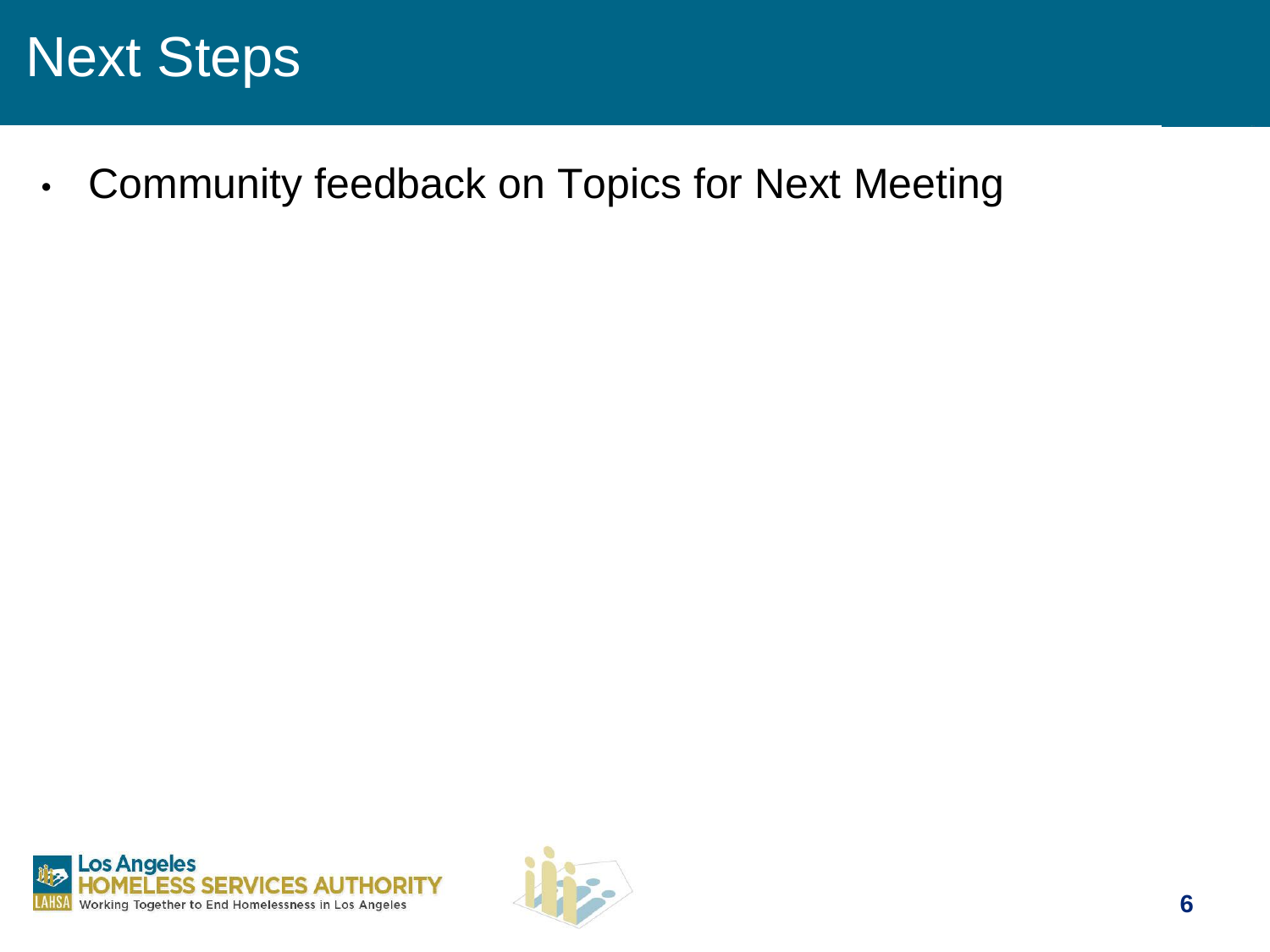# Next Steps

- Community feedback on Topics for Next Meeting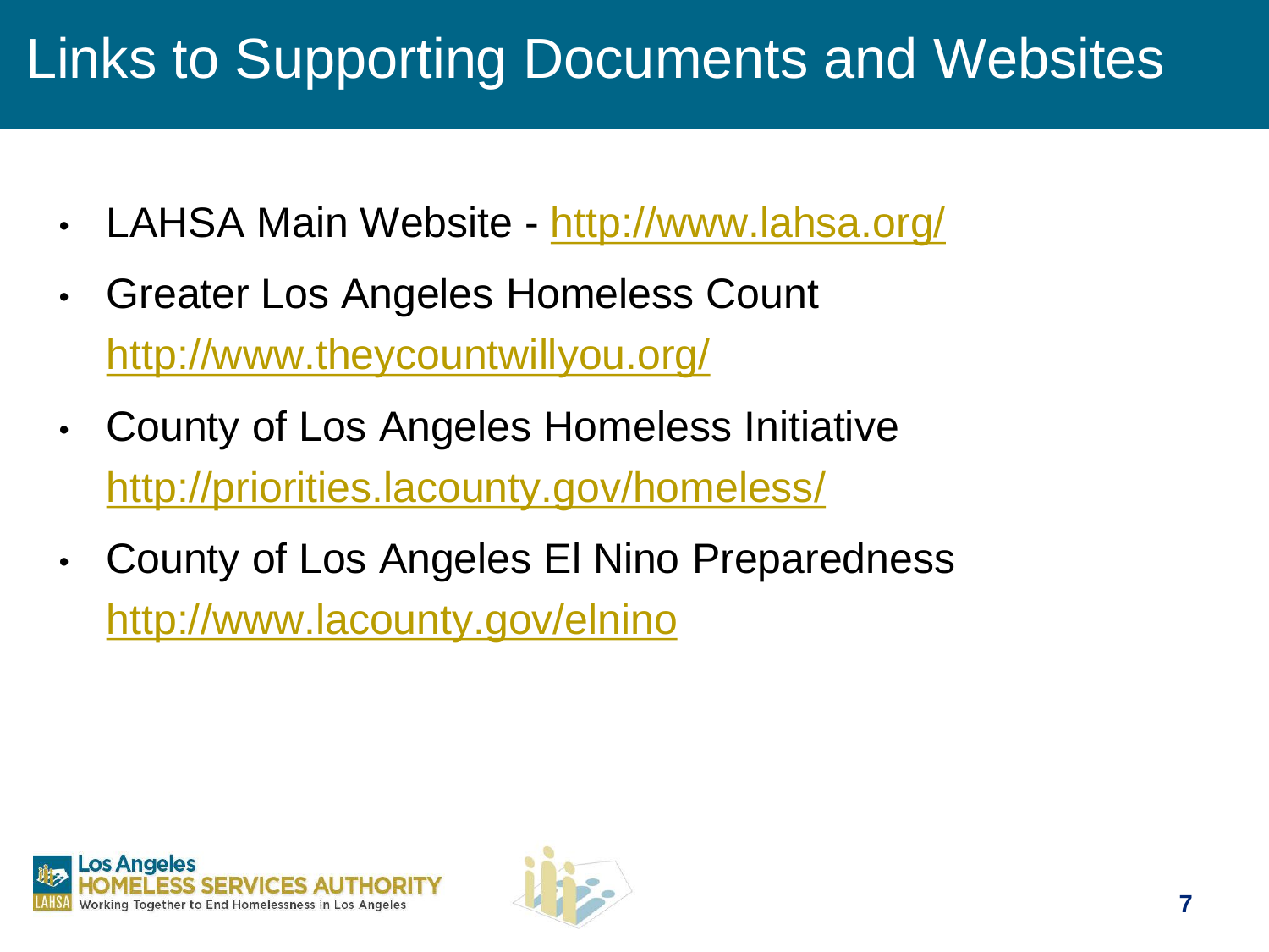# Links to Supporting Documents and Websites

- LAHSA Main Website - http://www.lahsa.org/
- Greater Los Angeles Homeless Count
  http://www.theycountwillyou.org/
- County of Los Angeles Homeless Initiative
  http://priorities.lacounty.gov/homeless/
- County of Los Angeles El Nino Preparedness
  http://www.lacounty.gov/elnino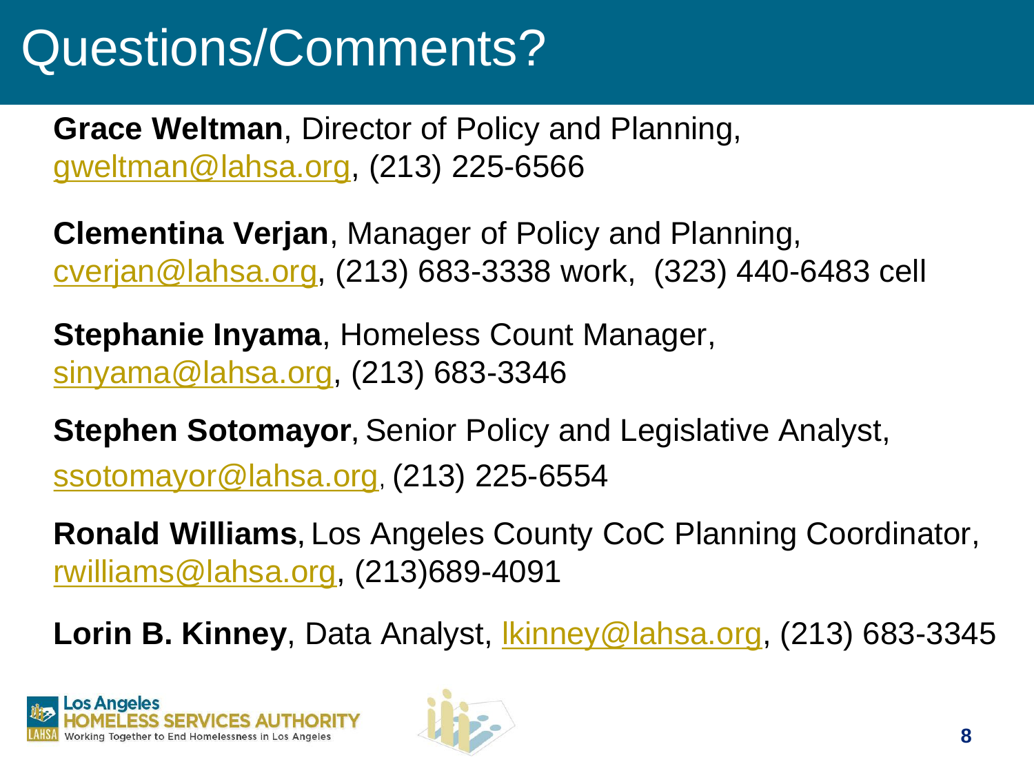# Questions/Comments?

**Grace Weltman**, Director of Policy and Planning, gweltman@lahsa.org, (213) 225-6566

**Clementina Verjan**, Manager of Policy and Planning, cverjan@lahsa.org, (213) 683-3338 work, (323) 440-6483 cell

**Stephanie Inyama**, Homeless Count Manager, sinyama@lahsa.org, (213) 683-3346

**Stephen Sotomayor**, Senior Policy and Legislative Analyst, ssotomayor@lahsa.org, (213) 225-6554

**Ronald Williams**, Los Angeles County CoC Planning Coordinator, rwilliams@lahsa.org, (213)689-4091

**Lorin B. Kinney**, Data Analyst, lkinney@lahsa.org, (213) 683-3345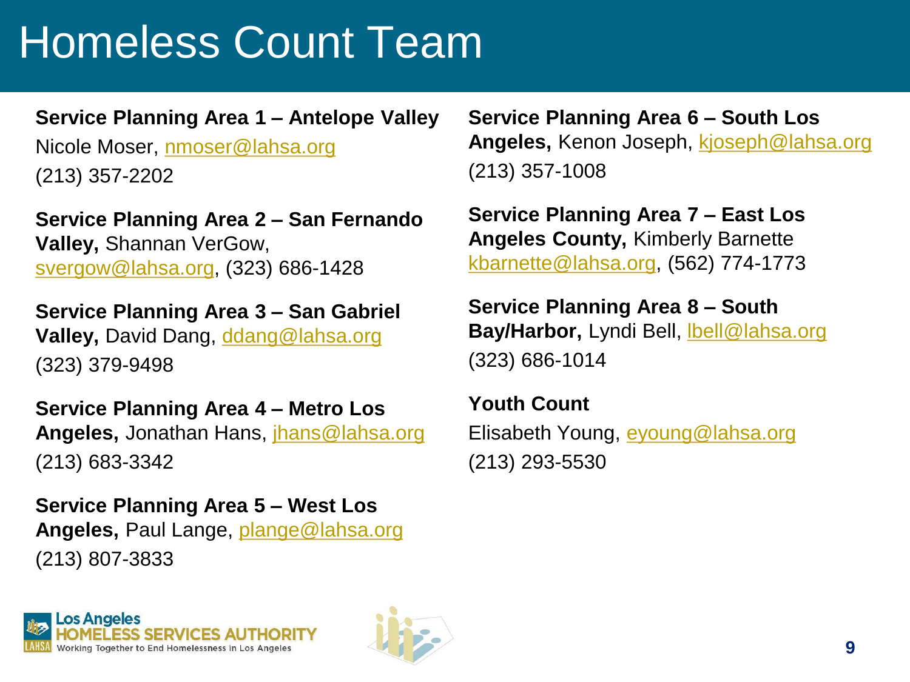# Homeless Count Team

**Service Planning Area 1 – Antelope Valley**
Nicole Moser, nmoser@lahsa.org
(213) 357-2202

**Service Planning Area 2 – San Fernando Valley,** Shannan VerGow, svergow@lahsa.org, (323) 686-1428

**Service Planning Area 3 – San Gabriel Valley,** David Dang, ddang@lahsa.org
(323) 379-9498

**Service Planning Area 4 – Metro Los Angeles,** Jonathan Hans, jhans@lahsa.org
(213) 683-3342

**Service Planning Area 5 – West Los Angeles,** Paul Lange, plange@lahsa.org
(213) 807-3833

**Service Planning Area 6 – South Los Angeles,** Kenon Joseph, kjoseph@lahsa.org
(213) 357-1008

**Service Planning Area 7 – East Los Angeles County,** Kimberly Barnette
kbarnette@lahsa.org, (562) 774-1773

**Service Planning Area 8 – South Bay/Harbor,** Lyndi Bell, lbell@lahsa.org
(323) 686-1014

**Youth Count**
Elisabeth Young, eyoung@lahsa.org
(213) 293-5530

Los Angeles HOMELESS SERVICES AUTHORITY
Working Together to End Homelessness in Los Angeles